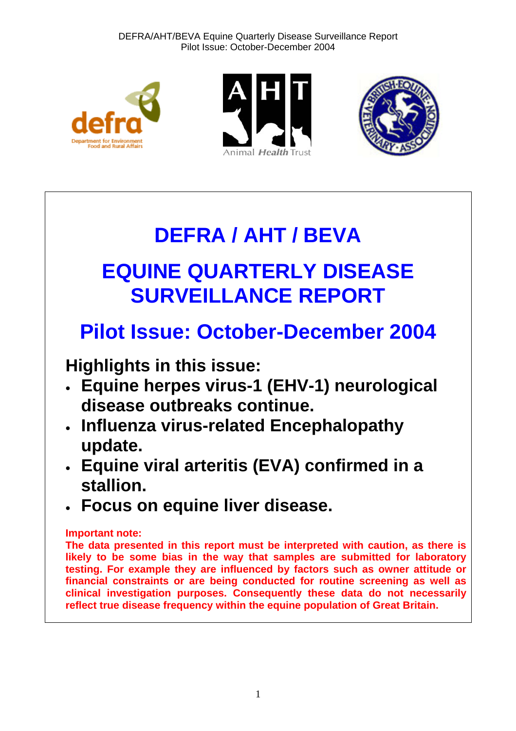DEFRA/AHT/BEVA Equine Quarterly Disease Surveillance Report
Pilot Issue: October-December 2004

# DEFRA / AHT / BEVA

# EQUINE QUARTERLY DISEASE SURVEILLANCE REPORT

## Pilot Issue: October-December 2004

### Highlights in this issue:

- **Equine herpes virus-1 (EHV-1) neurological disease outbreaks continue.**
- **Influenza virus-related Encephalopathy update.**
- **Equine viral arteritis (EVA) confirmed in a stallion.**
- **Focus on equine liver disease.**

**Important note:**
**The data presented in this report must be interpreted with caution, as there is likely to be some bias in the way that samples are submitted for laboratory testing. For example they are influenced by factors such as owner attitude or financial constraints or are being conducted for routine screening as well as clinical investigation purposes. Consequently these data do not necessarily reflect true disease frequency within the equine population of Great Britain.**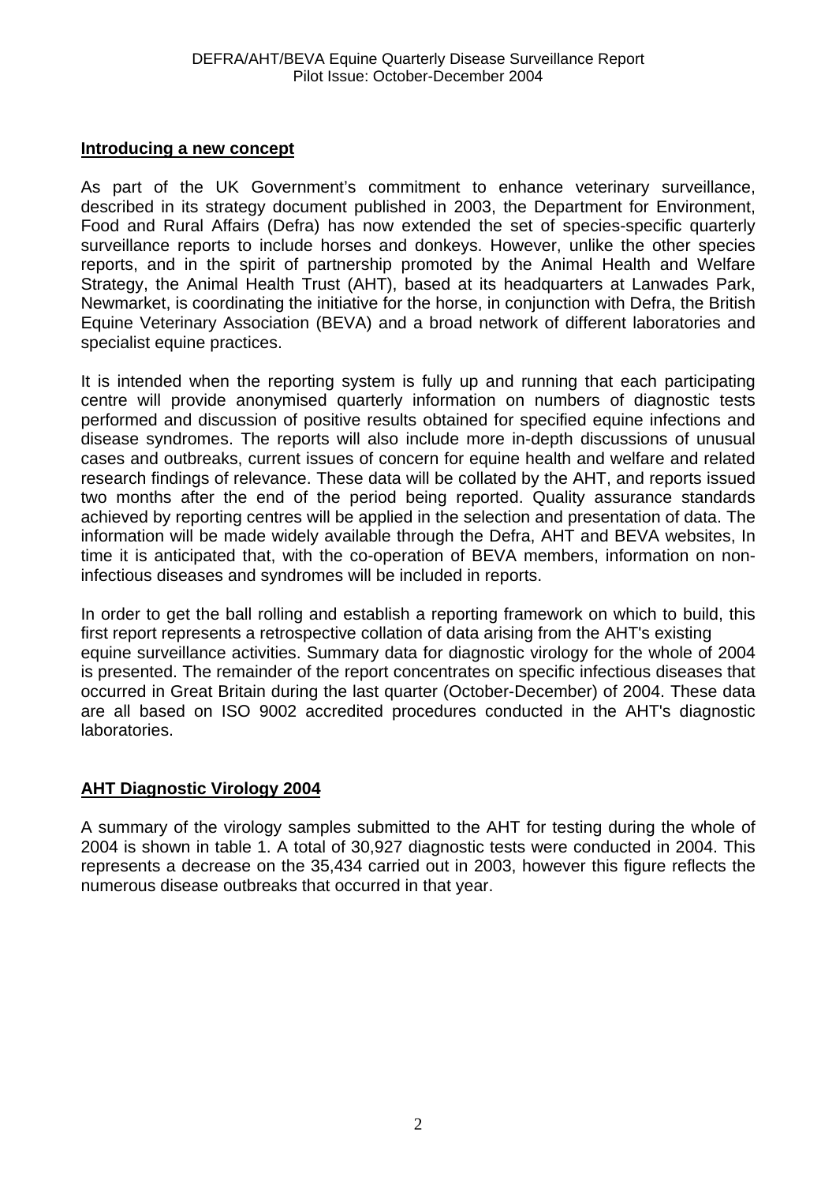## Introducing a new concept

As part of the UK Government's commitment to enhance veterinary surveillance, described in its strategy document published in 2003, the Department for Environment, Food and Rural Affairs (Defra) has now extended the set of species-specific quarterly surveillance reports to include horses and donkeys. However, unlike the other species reports, and in the spirit of partnership promoted by the Animal Health and Welfare Strategy, the Animal Health Trust (AHT), based at its headquarters at Lanwades Park, Newmarket, is coordinating the initiative for the horse, in conjunction with Defra, the British Equine Veterinary Association (BEVA) and a broad network of different laboratories and specialist equine practices.

It is intended when the reporting system is fully up and running that each participating centre will provide anonymised quarterly information on numbers of diagnostic tests performed and discussion of positive results obtained for specified equine infections and disease syndromes. The reports will also include more in-depth discussions of unusual cases and outbreaks, current issues of concern for equine health and welfare and related research findings of relevance. These data will be collated by the AHT, and reports issued two months after the end of the period being reported. Quality assurance standards achieved by reporting centres will be applied in the selection and presentation of data. The information will be made widely available through the Defra, AHT and BEVA websites, In time it is anticipated that, with the co-operation of BEVA members, information on non-infectious diseases and syndromes will be included in reports.

In order to get the ball rolling and establish a reporting framework on which to build, this first report represents a retrospective collation of data arising from the AHT's existing equine surveillance activities. Summary data for diagnostic virology for the whole of 2004 is presented. The remainder of the report concentrates on specific infectious diseases that occurred in Great Britain during the last quarter (October-December) of 2004. These data are all based on ISO 9002 accredited procedures conducted in the AHT's diagnostic laboratories.

## AHT Diagnostic Virology 2004

A summary of the virology samples submitted to the AHT for testing during the whole of 2004 is shown in table 1. A total of 30,927 diagnostic tests were conducted in 2004. This represents a decrease on the 35,434 carried out in 2003, however this figure reflects the numerous disease outbreaks that occurred in that year.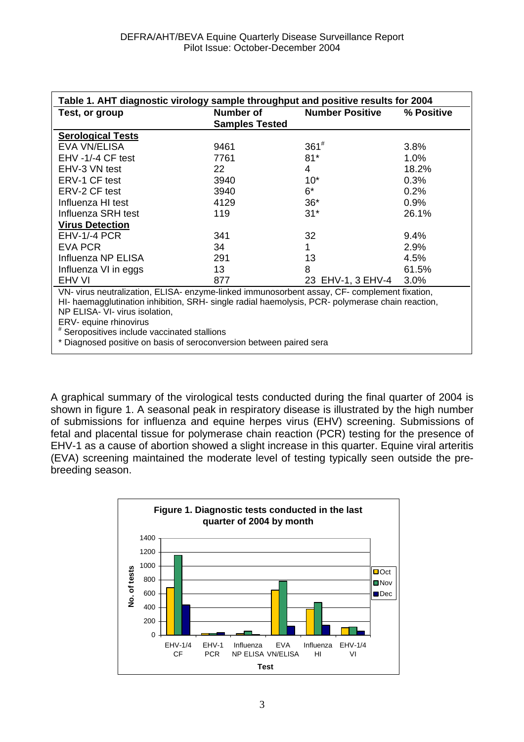**Table 1. AHT diagnostic virology sample throughput and positive results for 2004**

| Test, or group | Number of Samples Tested | Number Positive | % Positive |
|---|---|---|---|
| **Serological Tests** | | | |
| EVA VN/ELISA | 9461 | 361[#] | 3.8% |
| EHV -1/-4 CF test | 7761 | 81* | 1.0% |
| EHV-3 VN test | 22 | 4 | 18.2% |
| ERV-1 CF test | 3940 | 10* | 0.3% |
| ERV-2 CF test | 3940 | 6* | 0.2% |
| Influenza HI test | 4129 | 36* | 0.9% |
| Influenza SRH test | 119 | 31* | 26.1% |
| **Virus Detection** | | | |
| EHV-1/-4 PCR | 341 | 32 | 9.4% |
| EVA PCR | 34 | 1 | 2.9% |
| Influenza NP ELISA | 291 | 13 | 4.5% |
| Influenza VI in eggs | 13 | 8 | 61.5% |
| EHV VI | 877 | 23 EHV-1, 3 EHV-4 | 3.0% |

VN- virus neutralization, ELISA- enzyme-linked immunosorbent assay, CF- complement fixation, HI- haemagglutination inhibition, SRH- single radial haemolysis, PCR- polymerase chain reaction, NP ELISA- VI- virus isolation,
ERV- equine rhinovirus
[#] Seropositives include vaccinated stallions
* Diagnosed positive on basis of seroconversion between paired sera

A graphical summary of the virological tests conducted during the final quarter of 2004 is shown in figure 1. A seasonal peak in respiratory disease is illustrated by the high number of submissions for influenza and equine herpes virus (EHV) screening. Submissions of fetal and placental tissue for polymerase chain reaction (PCR) testing for the presence of EHV-1 as a cause of abortion showed a slight increase in this quarter. Equine viral arteritis (EVA) screening maintained the moderate level of testing typically seen outside the pre-breeding season.

**Figure 1. Diagnostic tests conducted in the last quarter of 2004 by month**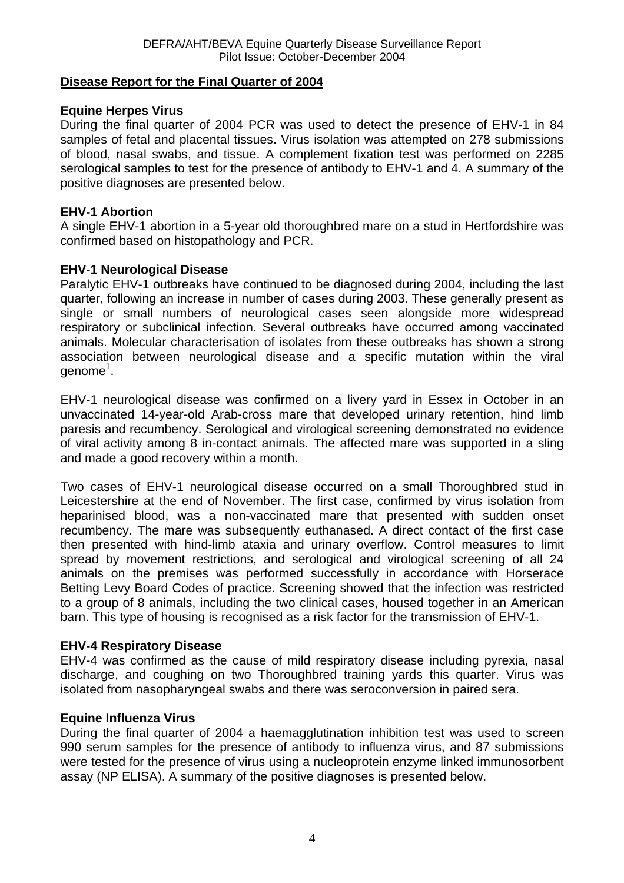## Disease Report for the Final Quarter of 2004

### Equine Herpes Virus

During the final quarter of 2004 PCR was used to detect the presence of EHV-1 in 84 samples of fetal and placental tissues. Virus isolation was attempted on 278 submissions of blood, nasal swabs, and tissue. A complement fixation test was performed on 2285 serological samples to test for the presence of antibody to EHV-1 and 4. A summary of the positive diagnoses are presented below.

### EHV-1 Abortion

A single EHV-1 abortion in a 5-year old thoroughbred mare on a stud in Hertfordshire was confirmed based on histopathology and PCR.

### EHV-1 Neurological Disease

Paralytic EHV-1 outbreaks have continued to be diagnosed during 2004, including the last quarter, following an increase in number of cases during 2003. These generally present as single or small numbers of neurological cases seen alongside more widespread respiratory or subclinical infection. Several outbreaks have occurred among vaccinated animals. Molecular characterisation of isolates from these outbreaks has shown a strong association between neurological disease and a specific mutation within the viral genome[1].

EHV-1 neurological disease was confirmed on a livery yard in Essex in October in an unvaccinated 14-year-old Arab-cross mare that developed urinary retention, hind limb paresis and recumbency. Serological and virological screening demonstrated no evidence of viral activity among 8 in-contact animals. The affected mare was supported in a sling and made a good recovery within a month.

Two cases of EHV-1 neurological disease occurred on a small Thoroughbred stud in Leicestershire at the end of November. The first case, confirmed by virus isolation from heparinised blood, was a non-vaccinated mare that presented with sudden onset recumbency. The mare was subsequently euthanased. A direct contact of the first case then presented with hind-limb ataxia and urinary overflow. Control measures to limit spread by movement restrictions, and serological and virological screening of all 24 animals on the premises was performed successfully in accordance with Horserace Betting Levy Board Codes of practice. Screening showed that the infection was restricted to a group of 8 animals, including the two clinical cases, housed together in an American barn. This type of housing is recognised as a risk factor for the transmission of EHV-1.

### EHV-4 Respiratory Disease

EHV-4 was confirmed as the cause of mild respiratory disease including pyrexia, nasal discharge, and coughing on two Thoroughbred training yards this quarter. Virus was isolated from nasopharyngeal swabs and there was seroconversion in paired sera.

### Equine Influenza Virus

During the final quarter of 2004 a haemagglutination inhibition test was used to screen 990 serum samples for the presence of antibody to influenza virus, and 87 submissions were tested for the presence of virus using a nucleoprotein enzyme linked immunosorbent assay (NP ELISA). A summary of the positive diagnoses is presented below.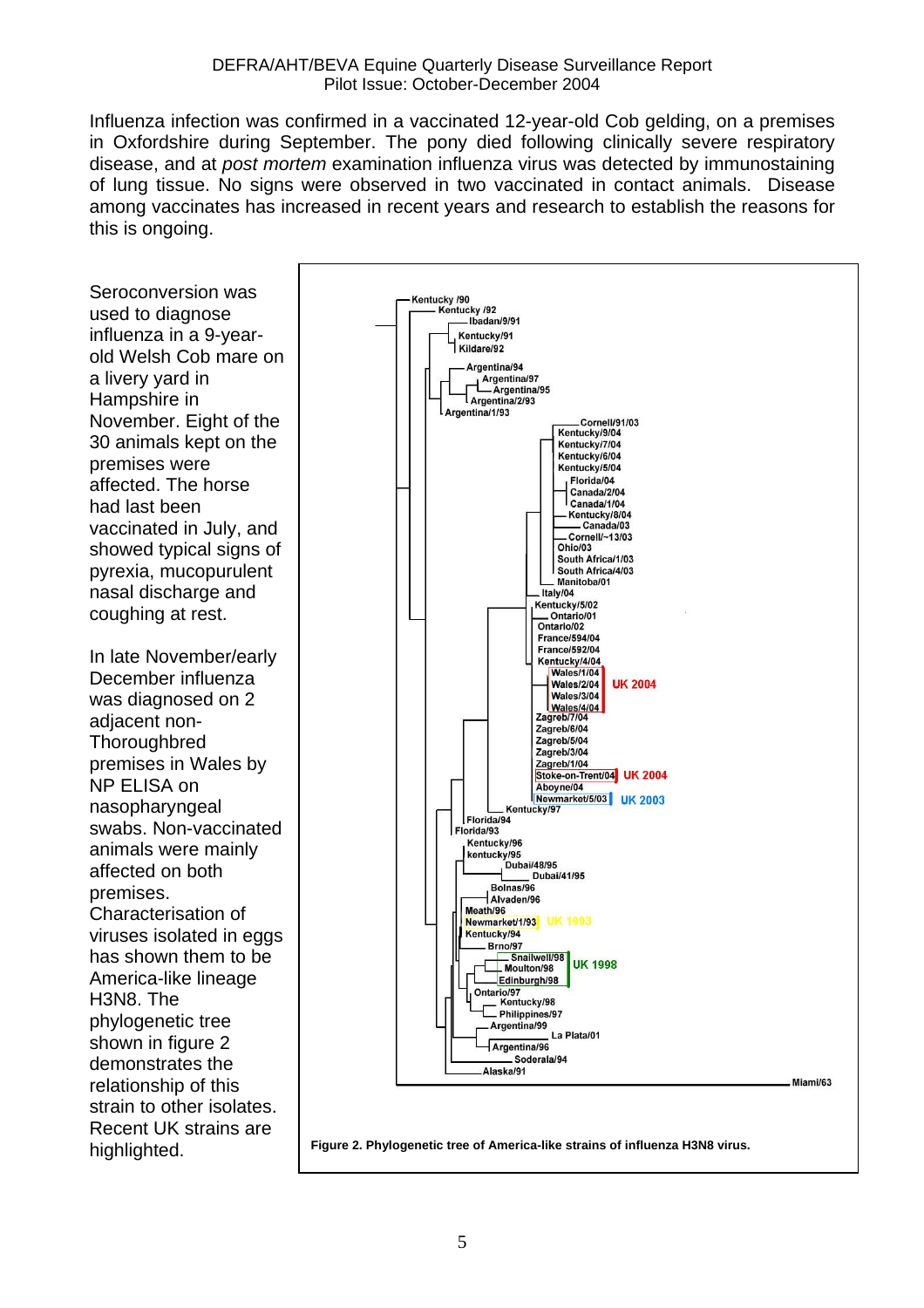Influenza infection was confirmed in a vaccinated 12-year-old Cob gelding, on a premises in Oxfordshire during September. The pony died following clinically severe respiratory disease, and at *post mortem* examination influenza virus was detected by immunostaining of lung tissue. No signs were observed in two vaccinated in contact animals. Disease among vaccinates has increased in recent years and research to establish the reasons for this is ongoing.

Seroconversion was used to diagnose influenza in a 9-year-old Welsh Cob mare on a livery yard in Hampshire in November. Eight of the 30 animals kept on the premises were affected. The horse had last been vaccinated in July, and showed typical signs of pyrexia, mucopurulent nasal discharge and coughing at rest.

In late November/early December influenza was diagnosed on 2 adjacent non-Thoroughbred premises in Wales by NP ELISA on nasopharyngeal swabs. Non-vaccinated animals were mainly affected on both premises. Characterisation of viruses isolated in eggs has shown them to be America-like lineage H3N8. The phylogenetic tree shown in figure 2 demonstrates the relationship of this strain to other isolates. Recent UK strains are highlighted.

**Figure 2. Phylogenetic tree of America-like strains of influenza H3N8 virus.**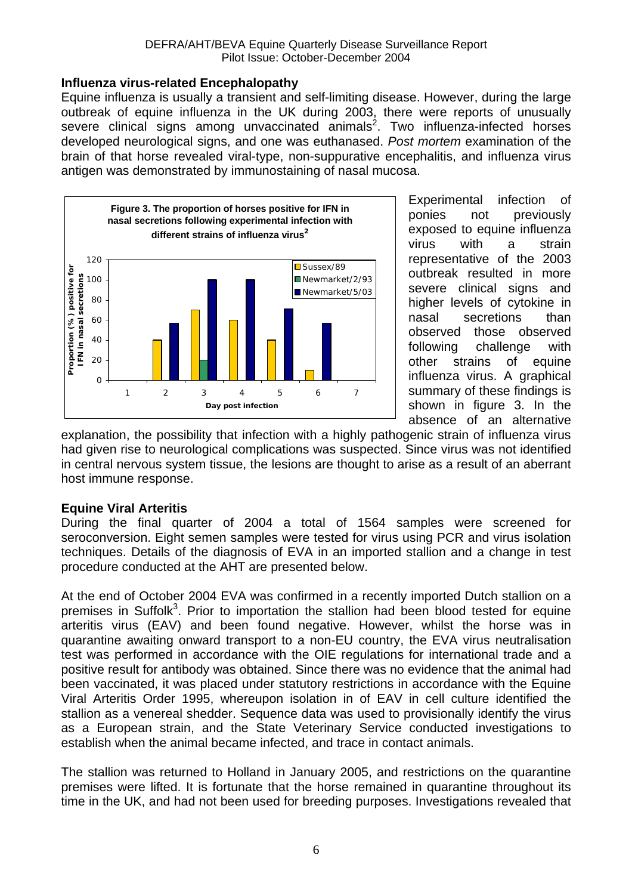## Influenza virus-related Encephalopathy

Equine influenza is usually a transient and self-limiting disease. However, during the large outbreak of equine influenza in the UK during 2003, there were reports of unusually severe clinical signs among unvaccinated animals[2]. Two influenza-infected horses developed neurological signs, and one was euthanased. *Post mortem* examination of the brain of that horse revealed viral-type, non-suppurative encephalitis, and influenza virus antigen was demonstrated by immunostaining of nasal mucosa.

**Figure 3. The proportion of horses positive for IFN in nasal secretions following experimental infection with different strains of influenza virus[2]**

| Day post infection | Sussex/89 | Newmarket/2/93 | Newmarket/5/03 |
|---|---|---|---|
| 1 | 0 | 0 | 0 |
| 2 | 40 | 0 | 57 |
| 3 | 70 | 20 | 100 |
| 4 | 60 | 0 | 100 |
| 5 | 40 | 0 | 71 |
| 6 | 10 | 0 | 57 |
| 7 | 0 | 0 | 0 |

Experimental infection of ponies not previously exposed to equine influenza virus with a strain representative of the 2003 outbreak resulted in more severe clinical signs and higher levels of cytokine in nasal secretions than observed those observed following challenge with other strains of equine influenza virus. A graphical summary of these findings is shown in figure 3. In the absence of an alternative explanation, the possibility that infection with a highly pathogenic strain of influenza virus had given rise to neurological complications was suspected. Since virus was not identified in central nervous system tissue, the lesions are thought to arise as a result of an aberrant host immune response.

## Equine Viral Arteritis

During the final quarter of 2004 a total of 1564 samples were screened for seroconversion. Eight semen samples were tested for virus using PCR and virus isolation techniques. Details of the diagnosis of EVA in an imported stallion and a change in test procedure conducted at the AHT are presented below.

At the end of October 2004 EVA was confirmed in a recently imported Dutch stallion on a premises in Suffolk[3]. Prior to importation the stallion had been blood tested for equine arteritis virus (EAV) and been found negative. However, whilst the horse was in quarantine awaiting onward transport to a non-EU country, the EVA virus neutralisation test was performed in accordance with the OIE regulations for international trade and a positive result for antibody was obtained. Since there was no evidence that the animal had been vaccinated, it was placed under statutory restrictions in accordance with the Equine Viral Arteritis Order 1995, whereupon isolation in of EAV in cell culture identified the stallion as a venereal shedder. Sequence data was used to provisionally identify the virus as a European strain, and the State Veterinary Service conducted investigations to establish when the animal became infected, and trace in contact animals.

The stallion was returned to Holland in January 2005, and restrictions on the quarantine premises were lifted. It is fortunate that the horse remained in quarantine throughout its time in the UK, and had not been used for breeding purposes. Investigations revealed that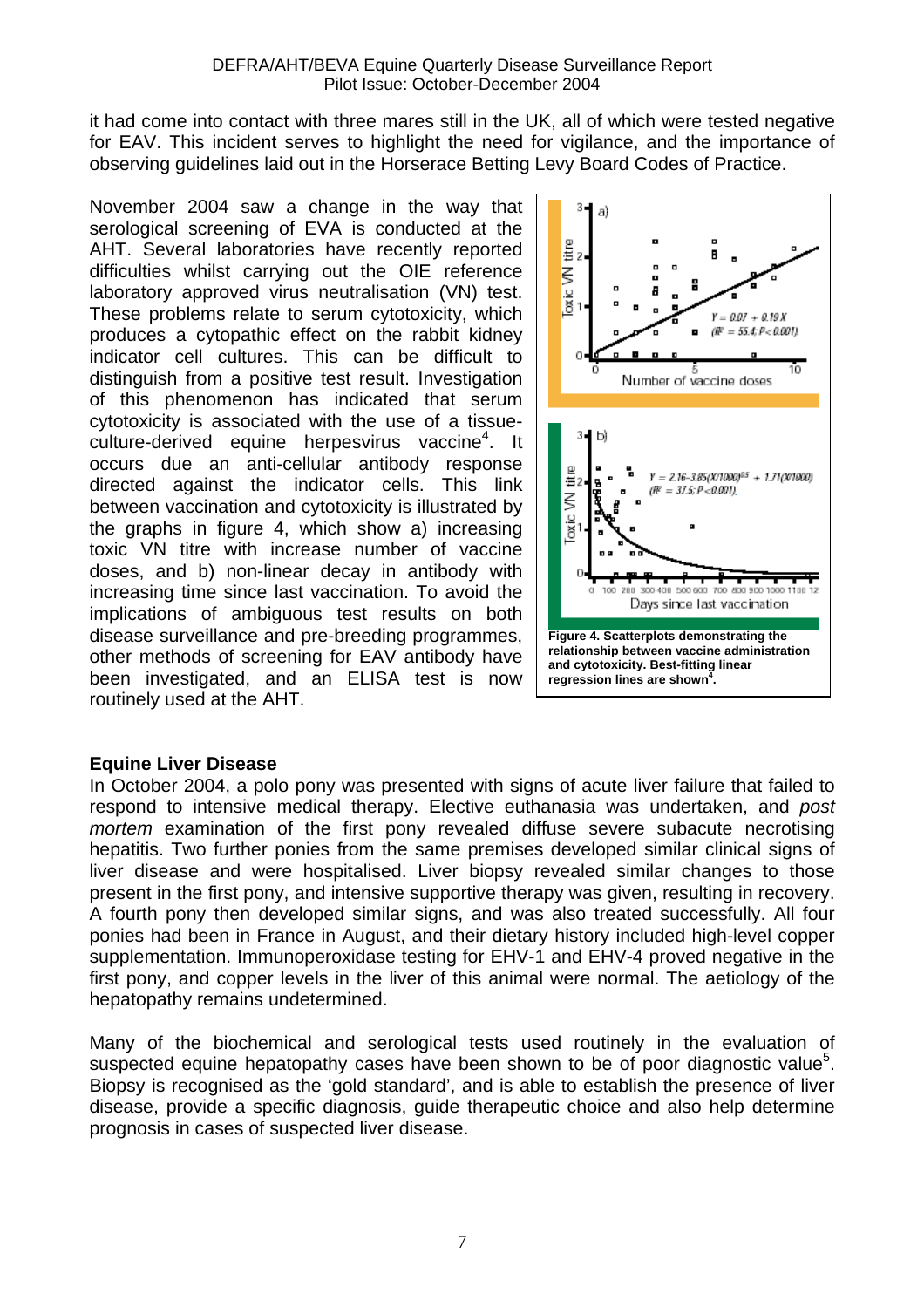it had come into contact with three mares still in the UK, all of which were tested negative for EAV. This incident serves to highlight the need for vigilance, and the importance of observing guidelines laid out in the Horserace Betting Levy Board Codes of Practice.

November 2004 saw a change in the way that serological screening of EVA is conducted at the AHT. Several laboratories have recently reported difficulties whilst carrying out the OIE reference laboratory approved virus neutralisation (VN) test. These problems relate to serum cytotoxicity, which produces a cytopathic effect on the rabbit kidney indicator cell cultures. This can be difficult to distinguish from a positive test result. Investigation of this phenomenon has indicated that serum cytotoxicity is associated with the use of a tissue-culture-derived equine herpesvirus vaccine[4]. It occurs due an anti-cellular antibody response directed against the indicator cells. This link between vaccination and cytotoxicity is illustrated by the graphs in figure 4, which show a) increasing toxic VN titre with increase number of vaccine doses, and b) non-linear decay in antibody with increasing time since last vaccination. To avoid the implications of ambiguous test results on both disease surveillance and pre-breeding programmes, other methods of screening for EAV antibody have been investigated, and an ELISA test is now routinely used at the AHT.

**Figure 4. Scatterplots demonstrating the relationship between vaccine administration and cytotoxicity. Best-fitting linear regression lines are shown[4].**

## Equine Liver Disease

In October 2004, a polo pony was presented with signs of acute liver failure that failed to respond to intensive medical therapy. Elective euthanasia was undertaken, and *post mortem* examination of the first pony revealed diffuse severe subacute necrotising hepatitis. Two further ponies from the same premises developed similar clinical signs of liver disease and were hospitalised. Liver biopsy revealed similar changes to those present in the first pony, and intensive supportive therapy was given, resulting in recovery. A fourth pony then developed similar signs, and was also treated successfully. All four ponies had been in France in August, and their dietary history included high-level copper supplementation. Immunoperoxidase testing for EHV-1 and EHV-4 proved negative in the first pony, and copper levels in the liver of this animal were normal. The aetiology of the hepatopathy remains undetermined.

Many of the biochemical and serological tests used routinely in the evaluation of suspected equine hepatopathy cases have been shown to be of poor diagnostic value[5]. Biopsy is recognised as the 'gold standard', and is able to establish the presence of liver disease, provide a specific diagnosis, guide therapeutic choice and also help determine prognosis in cases of suspected liver disease.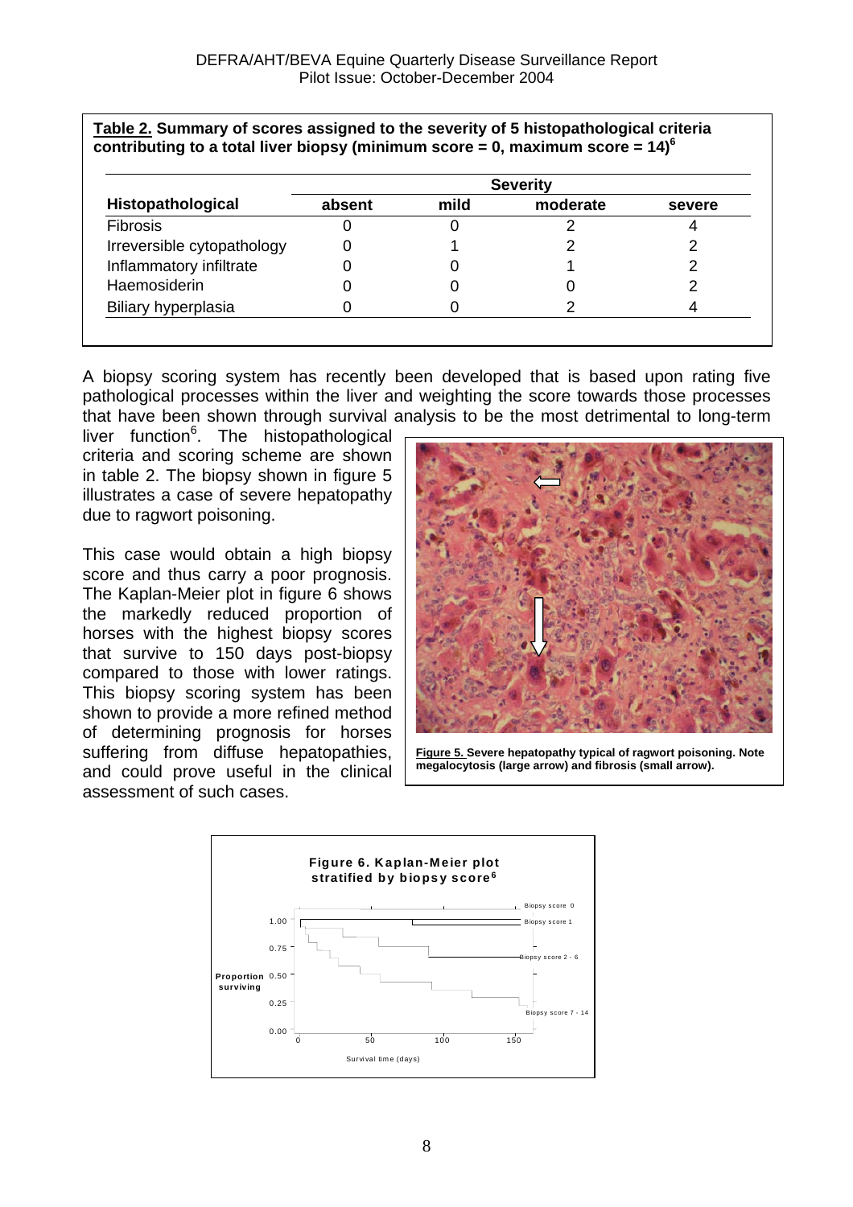**Table 2. Summary of scores assigned to the severity of 5 histopathological criteria contributing to a total liver biopsy (minimum score = 0, maximum score = 14)[6]**

| Histopathological | Severity | | | |
|---|---|---|---|---|
| | absent | mild | moderate | severe |
| Fibrosis | 0 | 0 | 2 | 4 |
| Irreversible cytopathology | 0 | 1 | 2 | 2 |
| Inflammatory infiltrate | 0 | 0 | 1 | 2 |
| Haemosiderin | 0 | 0 | 0 | 2 |
| Biliary hyperplasia | 0 | 0 | 2 | 4 |

A biopsy scoring system has recently been developed that is based upon rating five pathological processes within the liver and weighting the score towards those processes that have been shown through survival analysis to be the most detrimental to long-term liver function[6]. The histopathological criteria and scoring scheme are shown in table 2. The biopsy shown in figure 5 illustrates a case of severe hepatopathy due to ragwort poisoning.

This case would obtain a high biopsy score and thus carry a poor prognosis. The Kaplan-Meier plot in figure 6 shows the markedly reduced proportion of horses with the highest biopsy scores that survive to 150 days post-biopsy compared to those with lower ratings. This biopsy scoring system has been shown to provide a more refined method of determining prognosis for horses suffering from diffuse hepatopathies, and could prove useful in the clinical assessment of such cases.

**Figure 5.** Severe hepatopathy typical of ragwort poisoning. Note megalocytosis (large arrow) and fibrosis (small arrow).

**Figure 6. Kaplan-Meier plot stratified by biopsy score[6]**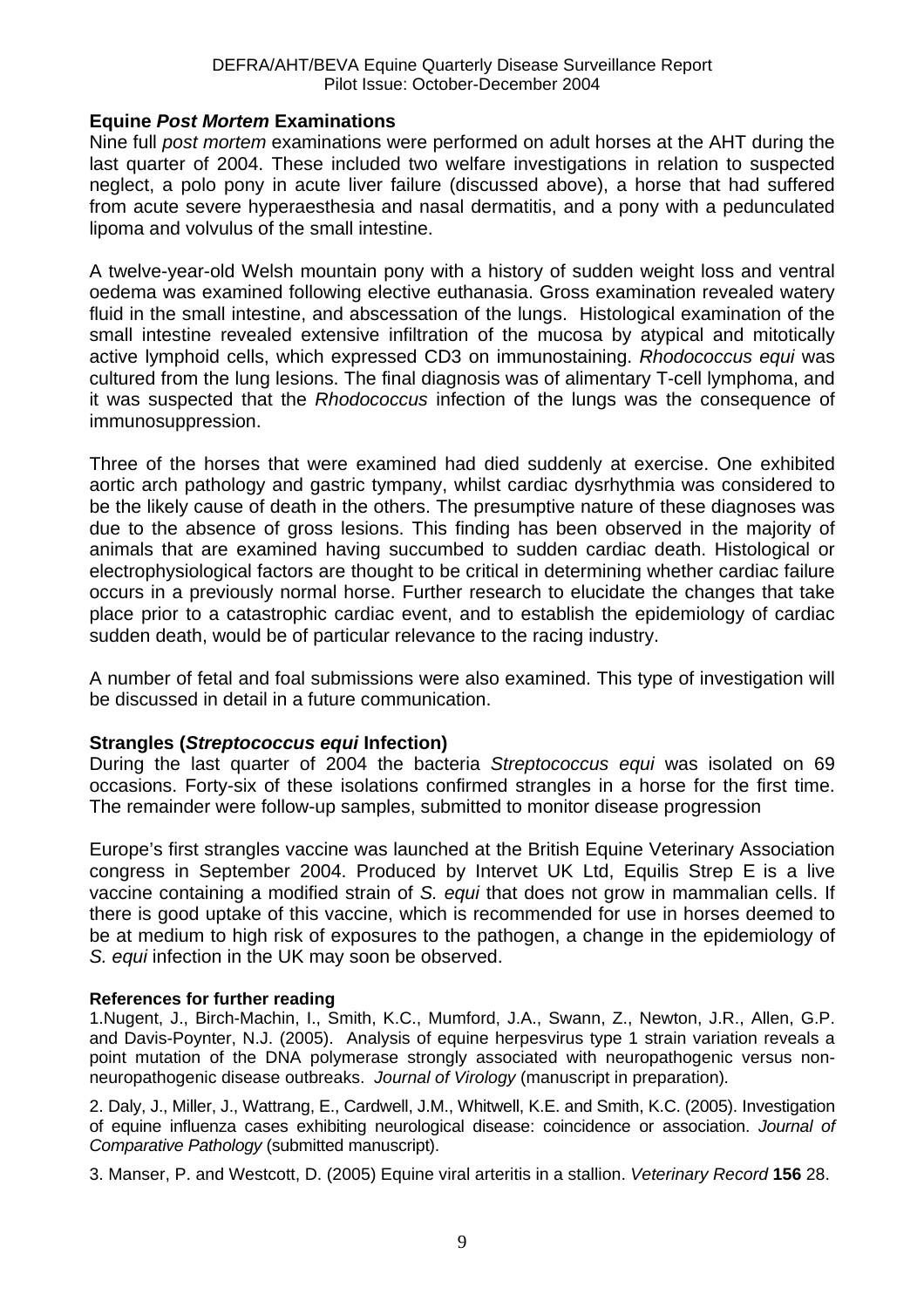## Equine *Post Mortem* Examinations

Nine full *post mortem* examinations were performed on adult horses at the AHT during the last quarter of 2004. These included two welfare investigations in relation to suspected neglect, a polo pony in acute liver failure (discussed above), a horse that had suffered from acute severe hyperaesthesia and nasal dermatitis, and a pony with a pedunculated lipoma and volvulus of the small intestine.

A twelve-year-old Welsh mountain pony with a history of sudden weight loss and ventral oedema was examined following elective euthanasia. Gross examination revealed watery fluid in the small intestine, and abscessation of the lungs. Histological examination of the small intestine revealed extensive infiltration of the mucosa by atypical and mitotically active lymphoid cells, which expressed CD3 on immunostaining. *Rhodococcus equi* was cultured from the lung lesions. The final diagnosis was of alimentary T-cell lymphoma, and it was suspected that the *Rhodococcus* infection of the lungs was the consequence of immunosuppression.

Three of the horses that were examined had died suddenly at exercise. One exhibited aortic arch pathology and gastric tympany, whilst cardiac dysrhythmia was considered to be the likely cause of death in the others. The presumptive nature of these diagnoses was due to the absence of gross lesions. This finding has been observed in the majority of animals that are examined having succumbed to sudden cardiac death. Histological or electrophysiological factors are thought to be critical in determining whether cardiac failure occurs in a previously normal horse. Further research to elucidate the changes that take place prior to a catastrophic cardiac event, and to establish the epidemiology of cardiac sudden death, would be of particular relevance to the racing industry.

A number of fetal and foal submissions were also examined. This type of investigation will be discussed in detail in a future communication.

## Strangles (*Streptococcus equi* Infection)

During the last quarter of 2004 the bacteria *Streptococcus equi* was isolated on 69 occasions. Forty-six of these isolations confirmed strangles in a horse for the first time. The remainder were follow-up samples, submitted to monitor disease progression

Europe's first strangles vaccine was launched at the British Equine Veterinary Association congress in September 2004. Produced by Intervet UK Ltd, Equilis Strep E is a live vaccine containing a modified strain of *S. equi* that does not grow in mammalian cells. If there is good uptake of this vaccine, which is recommended for use in horses deemed to be at medium to high risk of exposures to the pathogen, a change in the epidemiology of *S. equi* infection in the UK may soon be observed.

#### References for further reading

1. Nugent, J., Birch-Machin, I., Smith, K.C., Mumford, J.A., Swann, Z., Newton, J.R., Allen, G.P. and Davis-Poynter, N.J. (2005). Analysis of equine herpesvirus type 1 strain variation reveals a point mutation of the DNA polymerase strongly associated with neuropathogenic versus non-neuropathogenic disease outbreaks. *Journal of Virology* (manuscript in preparation).

2. Daly, J., Miller, J., Wattrang, E., Cardwell, J.M., Whitwell, K.E. and Smith, K.C. (2005). Investigation of equine influenza cases exhibiting neurological disease: coincidence or association. *Journal of Comparative Pathology* (submitted manuscript).

3. Manser, P. and Westcott, D. (2005) Equine viral arteritis in a stallion. *Veterinary Record* **156** 28.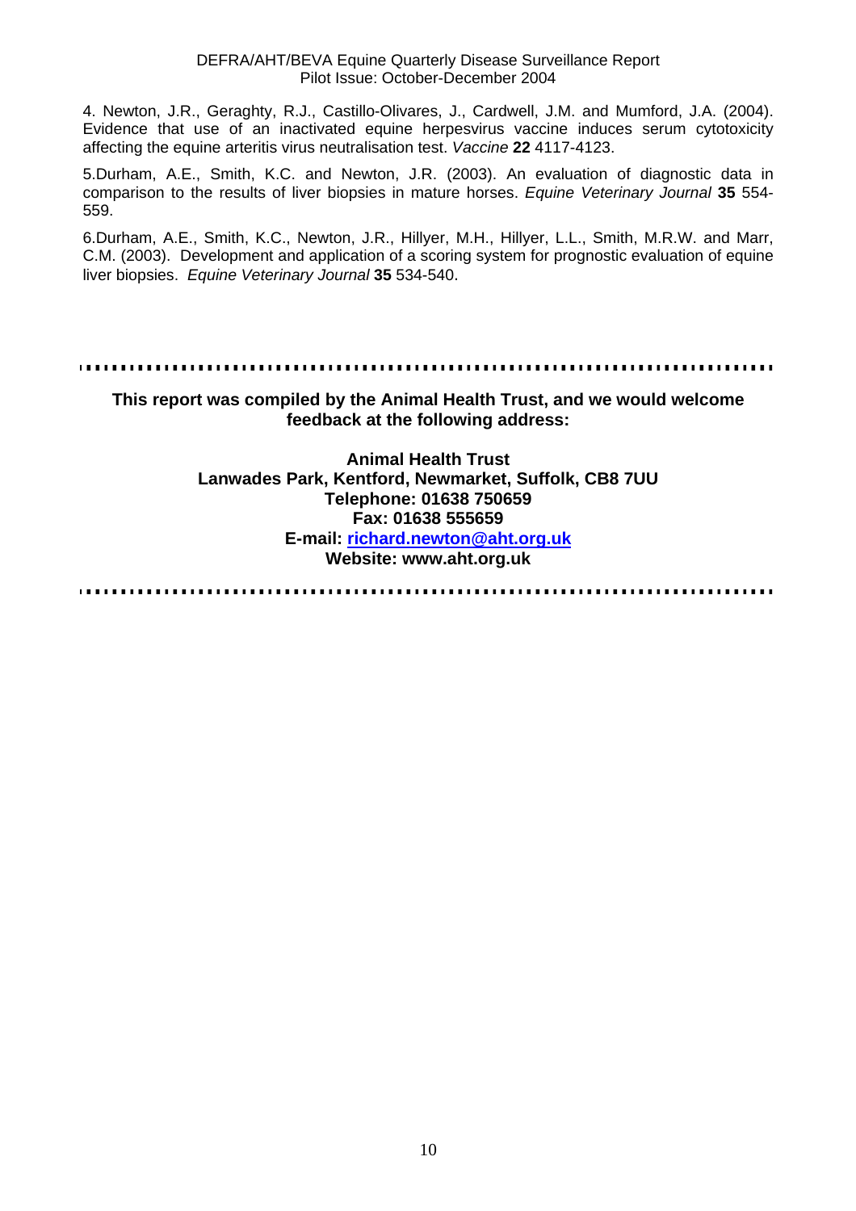4. Newton, J.R., Geraghty, R.J., Castillo-Olivares, J., Cardwell, J.M. and Mumford, J.A. (2004). Evidence that use of an inactivated equine herpesvirus vaccine induces serum cytotoxicity affecting the equine arteritis virus neutralisation test. *Vaccine* **22** 4117-4123.

5.Durham, A.E., Smith, K.C. and Newton, J.R. (2003). An evaluation of diagnostic data in comparison to the results of liver biopsies in mature horses. *Equine Veterinary Journal* **35** 554-559.

6.Durham, A.E., Smith, K.C., Newton, J.R., Hillyer, M.H., Hillyer, L.L., Smith, M.R.W. and Marr, C.M. (2003). Development and application of a scoring system for prognostic evaluation of equine liver biopsies. *Equine Veterinary Journal* **35** 534-540.

---

**This report was compiled by the Animal Health Trust, and we would welcome feedback at the following address:**

**Animal Health Trust**
**Lanwades Park, Kentford, Newmarket, Suffolk, CB8 7UU**
**Telephone: 01638 750659**
**Fax: 01638 555659**
**E-mail: richard.newton@aht.org.uk**
**Website: www.aht.org.uk**

---